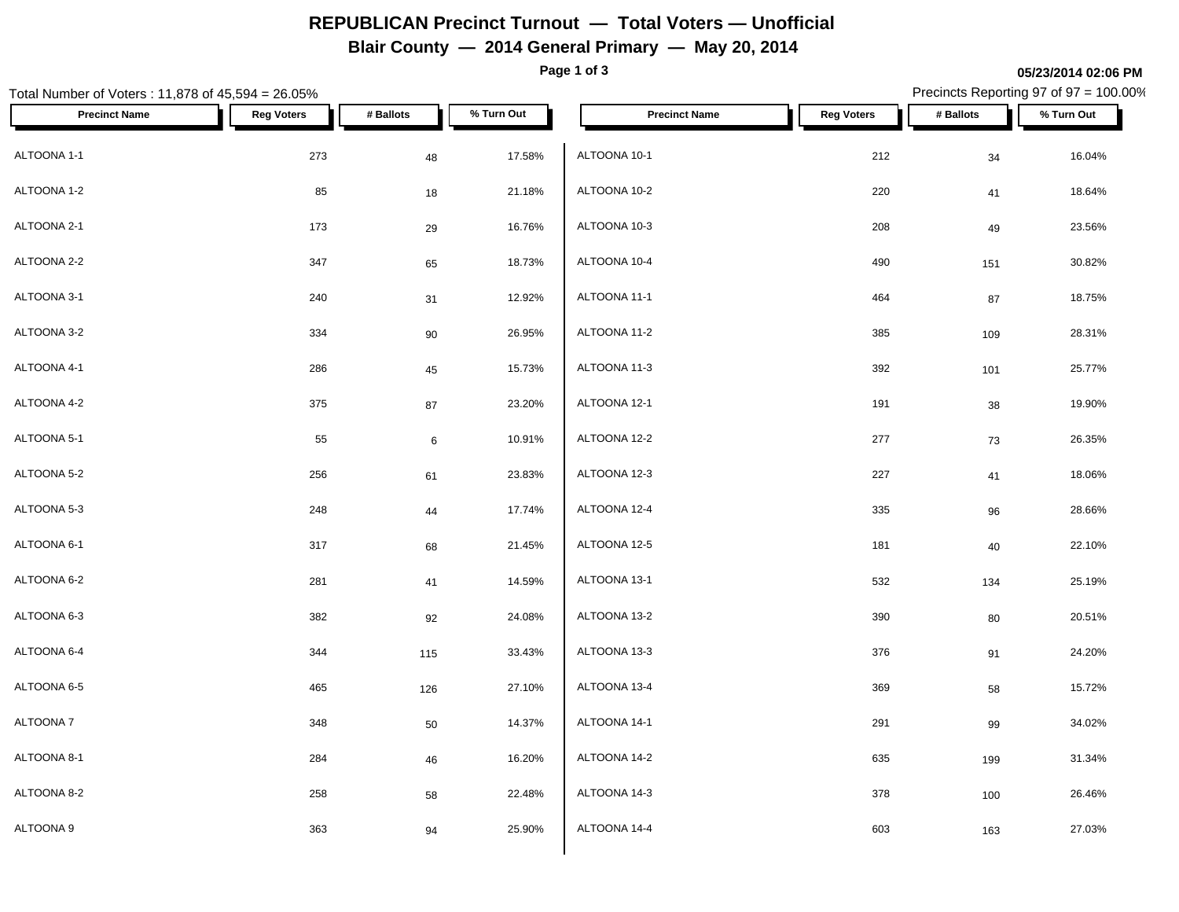# REPUBLICAN Precinct Turnout — Total Voters — Unofficial

## Blair County — 2014 General Primary — May 20, 2014

**05/23/2014 02:06 PM**

Total Number of Voters : 11,878 of 45,594 = 26.05%

Precincts Reporting 97 of 97 = 100.00%

| Precinct Name | Reg Voters | # Ballots | % Turn Out |
|---|---|---|---|
| ALTOONA 1-1 | 273 | 48 | 17.58% |
| ALTOONA 1-2 | 85 | 18 | 21.18% |
| ALTOONA 2-1 | 173 | 29 | 16.76% |
| ALTOONA 2-2 | 347 | 65 | 18.73% |
| ALTOONA 3-1 | 240 | 31 | 12.92% |
| ALTOONA 3-2 | 334 | 90 | 26.95% |
| ALTOONA 4-1 | 286 | 45 | 15.73% |
| ALTOONA 4-2 | 375 | 87 | 23.20% |
| ALTOONA 5-1 | 55 | 6 | 10.91% |
| ALTOONA 5-2 | 256 | 61 | 23.83% |
| ALTOONA 5-3 | 248 | 44 | 17.74% |
| ALTOONA 6-1 | 317 | 68 | 21.45% |
| ALTOONA 6-2 | 281 | 41 | 14.59% |
| ALTOONA 6-3 | 382 | 92 | 24.08% |
| ALTOONA 6-4 | 344 | 115 | 33.43% |
| ALTOONA 6-5 | 465 | 126 | 27.10% |
| ALTOONA 7 | 348 | 50 | 14.37% |
| ALTOONA 8-1 | 284 | 46 | 16.20% |
| ALTOONA 8-2 | 258 | 58 | 22.48% |
| ALTOONA 9 | 363 | 94 | 25.90% |
| ALTOONA 10-1 | 212 | 34 | 16.04% |
| ALTOONA 10-2 | 220 | 41 | 18.64% |
| ALTOONA 10-3 | 208 | 49 | 23.56% |
| ALTOONA 10-4 | 490 | 151 | 30.82% |
| ALTOONA 11-1 | 464 | 87 | 18.75% |
| ALTOONA 11-2 | 385 | 109 | 28.31% |
| ALTOONA 11-3 | 392 | 101 | 25.77% |
| ALTOONA 12-1 | 191 | 38 | 19.90% |
| ALTOONA 12-2 | 277 | 73 | 26.35% |
| ALTOONA 12-3 | 227 | 41 | 18.06% |
| ALTOONA 12-4 | 335 | 96 | 28.66% |
| ALTOONA 12-5 | 181 | 40 | 22.10% |
| ALTOONA 13-1 | 532 | 134 | 25.19% |
| ALTOONA 13-2 | 390 | 80 | 20.51% |
| ALTOONA 13-3 | 376 | 91 | 24.20% |
| ALTOONA 13-4 | 369 | 58 | 15.72% |
| ALTOONA 14-1 | 291 | 99 | 34.02% |
| ALTOONA 14-2 | 635 | 199 | 31.34% |
| ALTOONA 14-3 | 378 | 100 | 26.46% |
| ALTOONA 14-4 | 603 | 163 | 27.03% |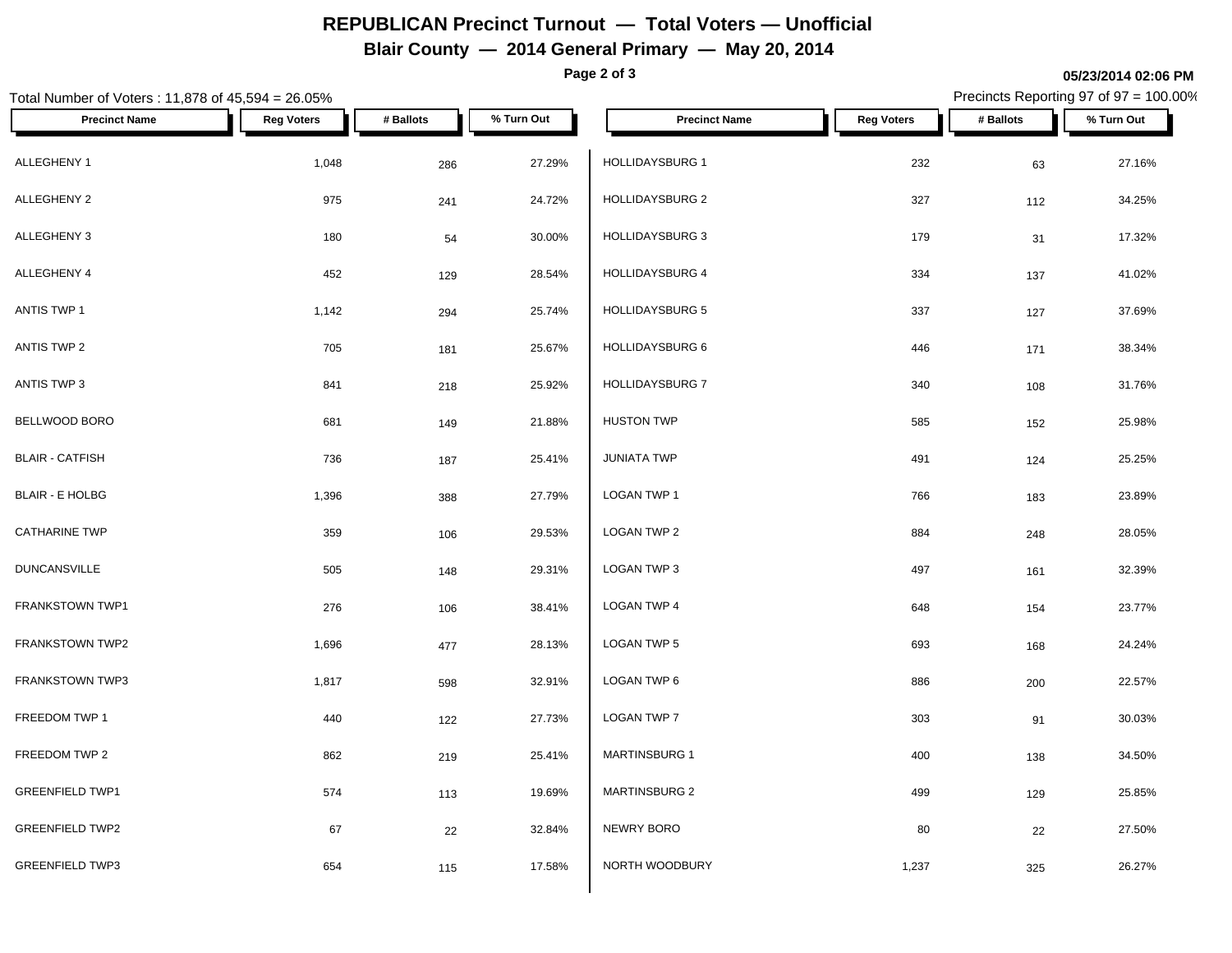# REPUBLICAN Precinct Turnout — Total Voters — Unofficial

## Blair County — 2014 General Primary — May 20, 2014

05/23/2014 02:06 PM

Total Number of Voters : 11,878 of 45,594 = 26.05%

Precincts Reporting 97 of 97 = 100.00%

| Precinct Name | Reg Voters | # Ballots | % Turn Out |
|---|---|---|---|
| ALLEGHENY 1 | 1,048 | 286 | 27.29% |
| ALLEGHENY 2 | 975 | 241 | 24.72% |
| ALLEGHENY 3 | 180 | 54 | 30.00% |
| ALLEGHENY 4 | 452 | 129 | 28.54% |
| ANTIS TWP 1 | 1,142 | 294 | 25.74% |
| ANTIS TWP 2 | 705 | 181 | 25.67% |
| ANTIS TWP 3 | 841 | 218 | 25.92% |
| BELLWOOD BORO | 681 | 149 | 21.88% |
| BLAIR - CATFISH | 736 | 187 | 25.41% |
| BLAIR - E HOLBG | 1,396 | 388 | 27.79% |
| CATHARINE TWP | 359 | 106 | 29.53% |
| DUNCANSVILLE | 505 | 148 | 29.31% |
| FRANKSTOWN TWP1 | 276 | 106 | 38.41% |
| FRANKSTOWN TWP2 | 1,696 | 477 | 28.13% |
| FRANKSTOWN TWP3 | 1,817 | 598 | 32.91% |
| FREEDOM TWP 1 | 440 | 122 | 27.73% |
| FREEDOM TWP 2 | 862 | 219 | 25.41% |
| GREENFIELD TWP1 | 574 | 113 | 19.69% |
| GREENFIELD TWP2 | 67 | 22 | 32.84% |
| GREENFIELD TWP3 | 654 | 115 | 17.58% |
| HOLLIDAYSBURG 1 | 232 | 63 | 27.16% |
| HOLLIDAYSBURG 2 | 327 | 112 | 34.25% |
| HOLLIDAYSBURG 3 | 179 | 31 | 17.32% |
| HOLLIDAYSBURG 4 | 334 | 137 | 41.02% |
| HOLLIDAYSBURG 5 | 337 | 127 | 37.69% |
| HOLLIDAYSBURG 6 | 446 | 171 | 38.34% |
| HOLLIDAYSBURG 7 | 340 | 108 | 31.76% |
| HUSTON TWP | 585 | 152 | 25.98% |
| JUNIATA TWP | 491 | 124 | 25.25% |
| LOGAN TWP 1 | 766 | 183 | 23.89% |
| LOGAN TWP 2 | 884 | 248 | 28.05% |
| LOGAN TWP 3 | 497 | 161 | 32.39% |
| LOGAN TWP 4 | 648 | 154 | 23.77% |
| LOGAN TWP 5 | 693 | 168 | 24.24% |
| LOGAN TWP 6 | 886 | 200 | 22.57% |
| LOGAN TWP 7 | 303 | 91 | 30.03% |
| MARTINSBURG 1 | 400 | 138 | 34.50% |
| MARTINSBURG 2 | 499 | 129 | 25.85% |
| NEWRY BORO | 80 | 22 | 27.50% |
| NORTH WOODBURY | 1,237 | 325 | 26.27% |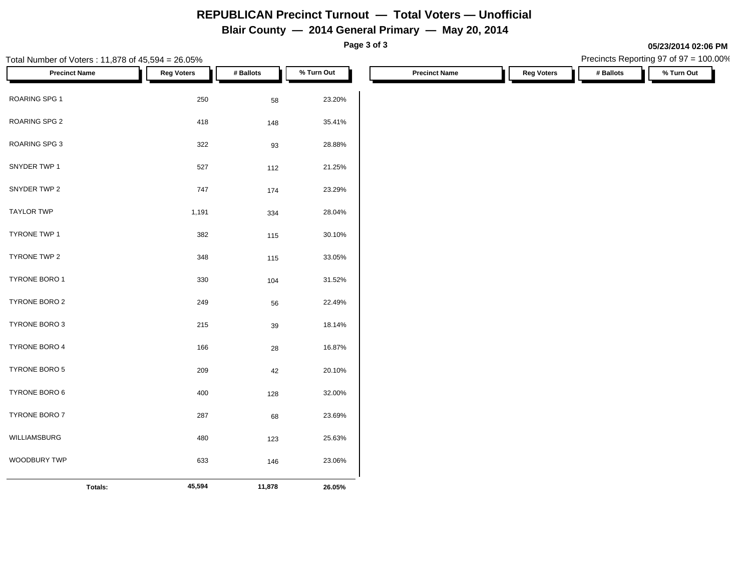# REPUBLICAN Precinct Turnout — Total Voters — Unofficial

## Blair County — 2014 General Primary — May 20, 2014

**05/23/2014 02:06 PM**

Total Number of Voters : 11,878 of 45,594 = 26.05%

Precincts Reporting 97 of 97 = 100.00%

| Precinct Name | Reg Voters | # Ballots | % Turn Out |
|---|---|---|---|
| ROARING SPG 1 | 250 | 58 | 23.20% |
| ROARING SPG 2 | 418 | 148 | 35.41% |
| ROARING SPG 3 | 322 | 93 | 28.88% |
| SNYDER TWP 1 | 527 | 112 | 21.25% |
| SNYDER TWP 2 | 747 | 174 | 23.29% |
| TAYLOR TWP | 1,191 | 334 | 28.04% |
| TYRONE TWP 1 | 382 | 115 | 30.10% |
| TYRONE TWP 2 | 348 | 115 | 33.05% |
| TYRONE BORO 1 | 330 | 104 | 31.52% |
| TYRONE BORO 2 | 249 | 56 | 22.49% |
| TYRONE BORO 3 | 215 | 39 | 18.14% |
| TYRONE BORO 4 | 166 | 28 | 16.87% |
| TYRONE BORO 5 | 209 | 42 | 20.10% |
| TYRONE BORO 6 | 400 | 128 | 32.00% |
| TYRONE BORO 7 | 287 | 68 | 23.69% |
| WILLIAMSBURG | 480 | 123 | 25.63% |
| WOODBURY TWP | 633 | 146 | 23.06% |
| **Totals:** | **45,594** | **11,878** | **26.05%** |